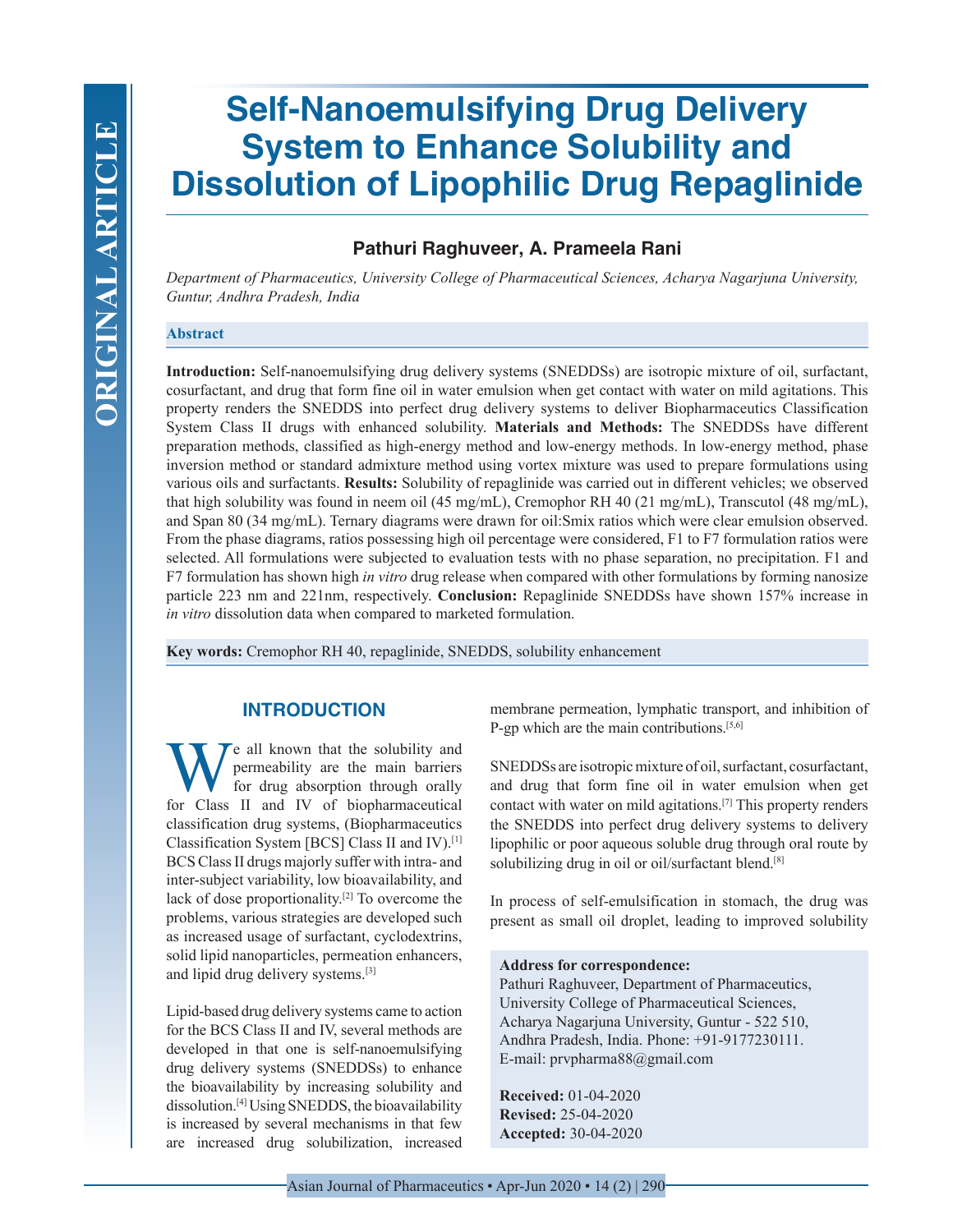# Self-Nanoemulsifying Drug Delivery System to Enhance Solubility and Dissolution of Lipophilic Drug Repaglinide

**Pathuri Raghuveer, A. Prameela Rani**

*Department of Pharmaceutics, University College of Pharmaceutical Sciences, Acharya Nagarjuna University, Guntur, Andhra Pradesh, India*

## Abstract

**Introduction:** Self-nanoemulsifying drug delivery systems (SNEDDSs) are isotropic mixture of oil, surfactant, cosurfactant, and drug that form fine oil in water emulsion when get contact with water on mild agitations. This property renders the SNEDDS into perfect drug delivery systems to deliver Biopharmaceutics Classification System Class II drugs with enhanced solubility. **Materials and Methods:** The SNEDDSs have different preparation methods, classified as high-energy method and low-energy methods. In low-energy method, phase inversion method or standard admixture method using vortex mixture was used to prepare formulations using various oils and surfactants. **Results:** Solubility of repaglinide was carried out in different vehicles; we observed that high solubility was found in neem oil (45 mg/mL), Cremophor RH 40 (21 mg/mL), Transcutol (48 mg/mL), and Span 80 (34 mg/mL). Ternary diagrams were drawn for oil:Smix ratios which were clear emulsion observed. From the phase diagrams, ratios possessing high oil percentage were considered, F1 to F7 formulation ratios were selected. All formulations were subjected to evaluation tests with no phase separation, no precipitation. F1 and F7 formulation has shown high *in vitro* drug release when compared with other formulations by forming nanosize particle 223 nm and 221nm, respectively. **Conclusion:** Repaglinide SNEDDSs have shown 157% increase in *in vitro* dissolution data when compared to marketed formulation.

**Key words:** Cremophor RH 40, repaglinide, SNEDDS, solubility enhancement

## INTRODUCTION

We all known that the solubility and permeability are the main barriers for drug absorption through orally for Class II and IV of biopharmaceutical classification drug systems, (Biopharmaceutics Classification System [BCS] Class II and IV).[1] BCS Class II drugs majorly suffer with intra- and inter-subject variability, low bioavailability, and lack of dose proportionality.[2] To overcome the problems, various strategies are developed such as increased usage of surfactant, cyclodextrins, solid lipid nanoparticles, permeation enhancers, and lipid drug delivery systems.[3]

Lipid-based drug delivery systems came to action for the BCS Class II and IV, several methods are developed in that one is self-nanoemulsifying drug delivery systems (SNEDDSs) to enhance the bioavailability by increasing solubility and dissolution.[4] Using SNEDDS, the bioavailability is increased by several mechanisms in that few are increased drug solubilization, increased membrane permeation, lymphatic transport, and inhibition of P-gp which are the main contributions.[5,6]

SNEDDSs are isotropic mixture of oil, surfactant, cosurfactant, and drug that form fine oil in water emulsion when get contact with water on mild agitations.[7] This property renders the SNEDDS into perfect drug delivery systems to delivery lipophilic or poor aqueous soluble drug through oral route by solubilizing drug in oil or oil/surfactant blend.[8]

In process of self-emulsification in stomach, the drug was present as small oil droplet, leading to improved solubility

**Address for correspondence:**
Pathuri Raghuveer, Department of Pharmaceutics, University College of Pharmaceutical Sciences, Acharya Nagarjuna University, Guntur - 522 510, Andhra Pradesh, India. Phone: +91-9177230111. E-mail: prvpharma88@gmail.com

**Received:** 01-04-2020
**Revised:** 25-04-2020
**Accepted:** 30-04-2020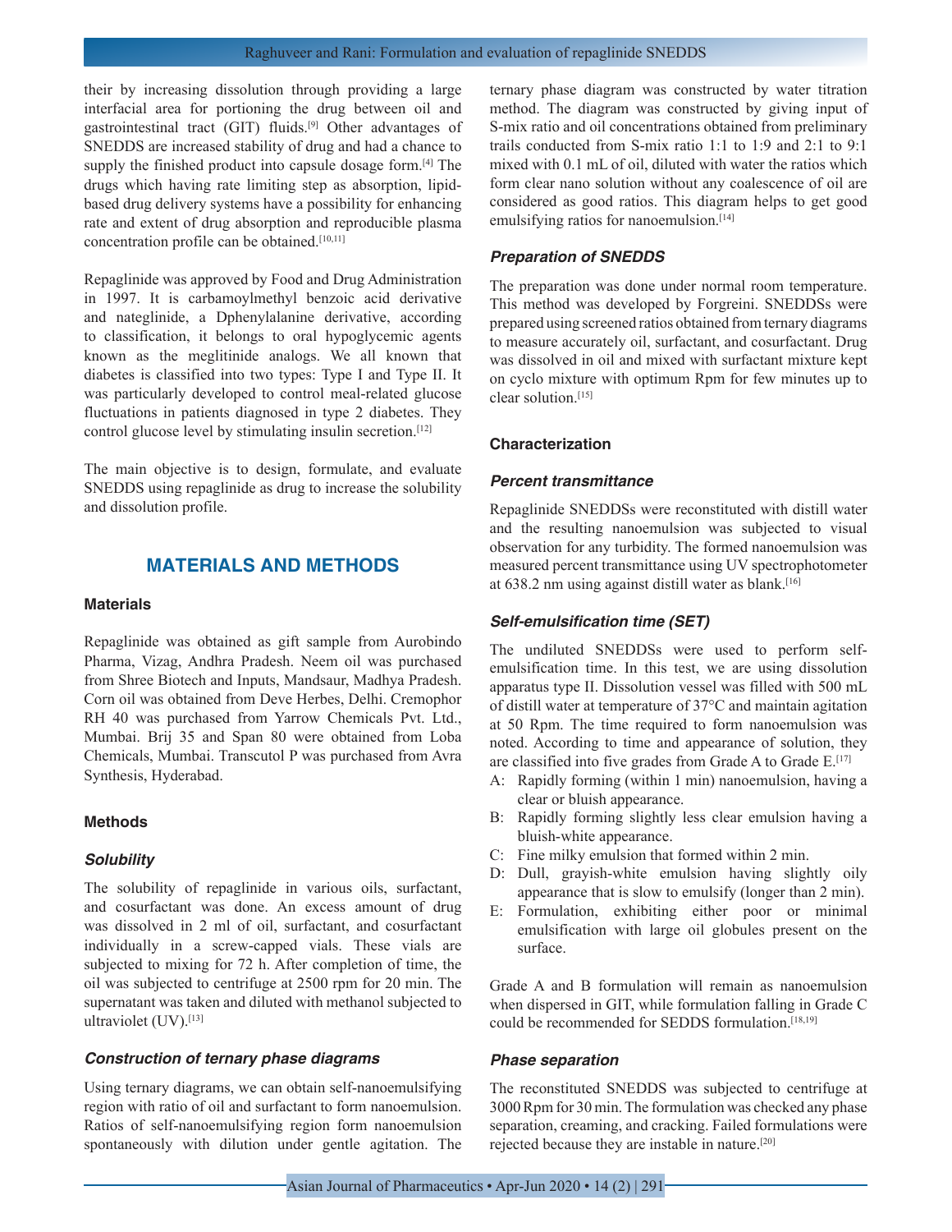their by increasing dissolution through providing a large interfacial area for portioning the drug between oil and gastrointestinal tract (GIT) fluids.[9] Other advantages of SNEDDS are increased stability of drug and had a chance to supply the finished product into capsule dosage form.[4] The drugs which having rate limiting step as absorption, lipid-based drug delivery systems have a possibility for enhancing rate and extent of drug absorption and reproducible plasma concentration profile can be obtained.[10,11]

Repaglinide was approved by Food and Drug Administration in 1997. It is carbamoylmethyl benzoic acid derivative and nateglinide, a Dphenylalanine derivative, according to classification, it belongs to oral hypoglycemic agents known as the meglitinide analogs. We all known that diabetes is classified into two types: Type I and Type II. It was particularly developed to control meal-related glucose fluctuations in patients diagnosed in type 2 diabetes. They control glucose level by stimulating insulin secretion.[12]

The main objective is to design, formulate, and evaluate SNEDDS using repaglinide as drug to increase the solubility and dissolution profile.

## MATERIALS AND METHODS

### Materials

Repaglinide was obtained as gift sample from Aurobindo Pharma, Vizag, Andhra Pradesh. Neem oil was purchased from Shree Biotech and Inputs, Mandsaur, Madhya Pradesh. Corn oil was obtained from Deve Herbes, Delhi. Cremophor RH 40 was purchased from Yarrow Chemicals Pvt. Ltd., Mumbai. Brij 35 and Span 80 were obtained from Loba Chemicals, Mumbai. Transcutol P was purchased from Avra Synthesis, Hyderabad.

### Methods

#### *Solubility*

The solubility of repaglinide in various oils, surfactant, and cosurfactant was done. An excess amount of drug was dissolved in 2 ml of oil, surfactant, and cosurfactant individually in a screw-capped vials. These vials are subjected to mixing for 72 h. After completion of time, the oil was subjected to centrifuge at 2500 rpm for 20 min. The supernatant was taken and diluted with methanol subjected to ultraviolet (UV).[13]

#### *Construction of ternary phase diagrams*

Using ternary diagrams, we can obtain self-nanoemulsifying region with ratio of oil and surfactant to form nanoemulsion. Ratios of self-nanoemulsifying region form nanoemulsion spontaneously with dilution under gentle agitation. The ternary phase diagram was constructed by water titration method. The diagram was constructed by giving input of S-mix ratio and oil concentrations obtained from preliminary trails conducted from S-mix ratio 1:1 to 1:9 and 2:1 to 9:1 mixed with 0.1 mL of oil, diluted with water the ratios which form clear nano solution without any coalescence of oil are considered as good ratios. This diagram helps to get good emulsifying ratios for nanoemulsion.[14]

#### *Preparation of SNEDDS*

The preparation was done under normal room temperature. This method was developed by Forgreini. SNEDDSs were prepared using screened ratios obtained from ternary diagrams to measure accurately oil, surfactant, and cosurfactant. Drug was dissolved in oil and mixed with surfactant mixture kept on cyclo mixture with optimum Rpm for few minutes up to clear solution.[15]

### Characterization

#### *Percent transmittance*

Repaglinide SNEDDSs were reconstituted with distill water and the resulting nanoemulsion was subjected to visual observation for any turbidity. The formed nanoemulsion was measured percent transmittance using UV spectrophotometer at 638.2 nm using against distill water as blank.[16]

#### *Self-emulsification time (SET)*

The undiluted SNEDDSs were used to perform self-emulsification time. In this test, we are using dissolution apparatus type II. Dissolution vessel was filled with 500 mL of distill water at temperature of 37°C and maintain agitation at 50 Rpm. The time required to form nanoemulsion was noted. According to time and appearance of solution, they are classified into five grades from Grade A to Grade E.[17]

- A: Rapidly forming (within 1 min) nanoemulsion, having a clear or bluish appearance.
- B: Rapidly forming slightly less clear emulsion having a bluish-white appearance.
- C: Fine milky emulsion that formed within 2 min.
- D: Dull, grayish-white emulsion having slightly oily appearance that is slow to emulsify (longer than 2 min).
- E: Formulation, exhibiting either poor or minimal emulsification with large oil globules present on the surface.

Grade A and B formulation will remain as nanoemulsion when dispersed in GIT, while formulation falling in Grade C could be recommended for SEDDS formulation.[18,19]

#### *Phase separation*

The reconstituted SNEDDS was subjected to centrifuge at 3000 Rpm for 30 min. The formulation was checked any phase separation, creaming, and cracking. Failed formulations were rejected because they are instable in nature.[20]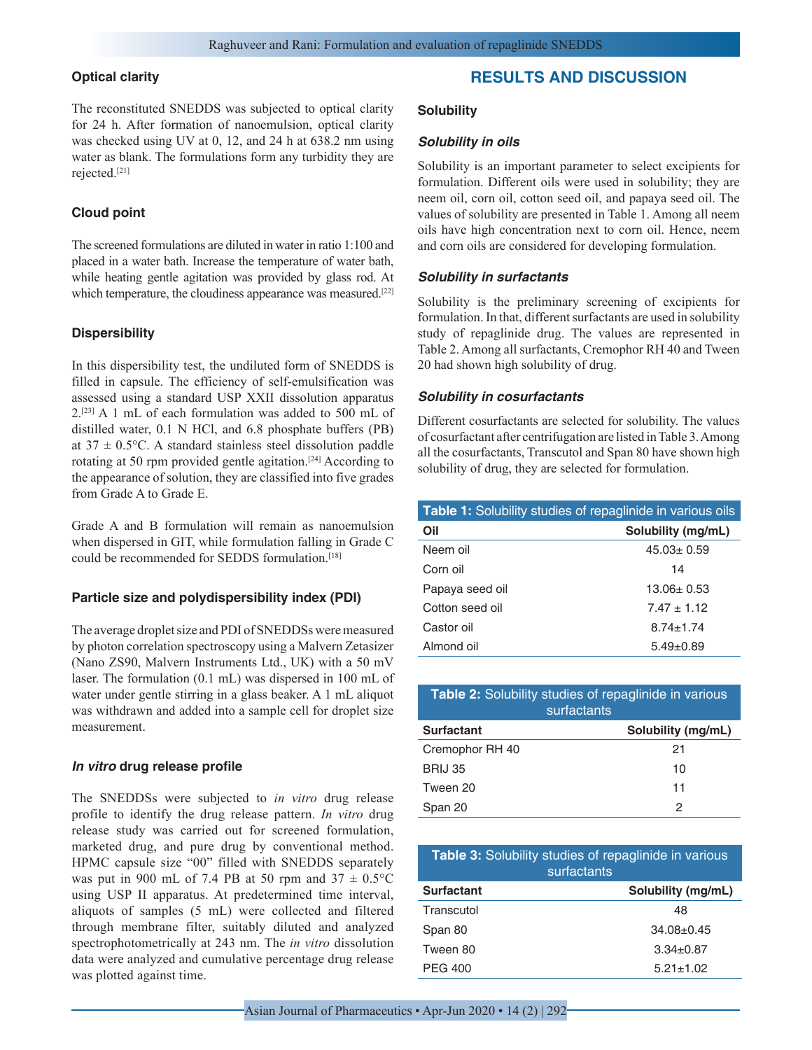### Optical clarity

The reconstituted SNEDDS was subjected to optical clarity for 24 h. After formation of nanoemulsion, optical clarity was checked using UV at 0, 12, and 24 h at 638.2 nm using water as blank. The formulations form any turbidity they are rejected.[21]

### Cloud point

The screened formulations are diluted in water in ratio 1:100 and placed in a water bath. Increase the temperature of water bath, while heating gentle agitation was provided by glass rod. At which temperature, the cloudiness appearance was measured.[22]

### Dispersibility

In this dispersibility test, the undiluted form of SNEDDS is filled in capsule. The efficiency of self-emulsification was assessed using a standard USP XXII dissolution apparatus 2.[23] A 1 mL of each formulation was added to 500 mL of distilled water, 0.1 N HCl, and 6.8 phosphate buffers (PB) at 37 ± 0.5°C. A standard stainless steel dissolution paddle rotating at 50 rpm provided gentle agitation.[24] According to the appearance of solution, they are classified into five grades from Grade A to Grade E.

Grade A and B formulation will remain as nanoemulsion when dispersed in GIT, while formulation falling in Grade C could be recommended for SEDDS formulation.[18]

### Particle size and polydispersibility index (PDI)

The average droplet size and PDI of SNEDDSs were measured by photon correlation spectroscopy using a Malvern Zetasizer (Nano ZS90, Malvern Instruments Ltd., UK) with a 50 mV laser. The formulation (0.1 mL) was dispersed in 100 mL of water under gentle stirring in a glass beaker. A 1 mL aliquot was withdrawn and added into a sample cell for droplet size measurement.

### *In vitro* drug release profile

The SNEDDSs were subjected to *in vitro* drug release profile to identify the drug release pattern. *In vitro* drug release study was carried out for screened formulation, marketed drug, and pure drug by conventional method. HPMC capsule size "00" filled with SNEDDS separately was put in 900 mL of 7.4 PB at 50 rpm and 37 ± 0.5°C using USP II apparatus. At predetermined time interval, aliquots of samples (5 mL) were collected and filtered through membrane filter, suitably diluted and analyzed spectrophotometrically at 243 nm. The *in vitro* dissolution data were analyzed and cumulative percentage drug release was plotted against time.

## RESULTS AND DISCUSSION

### Solubility

#### *Solubility in oils*

Solubility is an important parameter to select excipients for formulation. Different oils were used in solubility; they are neem oil, corn oil, cotton seed oil, and papaya seed oil. The values of solubility are presented in Table 1. Among all neem oils have high concentration next to corn oil. Hence, neem and corn oils are considered for developing formulation.

#### *Solubility in surfactants*

Solubility is the preliminary screening of excipients for formulation. In that, different surfactants are used in solubility study of repaglinide drug. The values are represented in Table 2. Among all surfactants, Cremophor RH 40 and Tween 20 had shown high solubility of drug.

#### *Solubility in cosurfactants*

Different cosurfactants are selected for solubility. The values of cosurfactant after centrifugation are listed in Table 3. Among all the cosurfactants, Transcutol and Span 80 have shown high solubility of drug, they are selected for formulation.

**Table 1:** Solubility studies of repaglinide in various oils

| Oil | Solubility (mg/mL) |
|---|---|
| Neem oil | 45.03± 0.59 |
| Corn oil | 14 |
| Papaya seed oil | 13.06± 0.53 |
| Cotton seed oil | 7.47 ± 1.12 |
| Castor oil | 8.74±1.74 |
| Almond oil | 5.49±0.89 |

**Table 2:** Solubility studies of repaglinide in various surfactants

| Surfactant | Solubility (mg/mL) |
|---|---|
| Cremophor RH 40 | 21 |
| BRIJ 35 | 10 |
| Tween 20 | 11 |
| Span 20 | 2 |

**Table 3:** Solubility studies of repaglinide in various surfactants

| Surfactant | Solubility (mg/mL) |
|---|---|
| Transcutol | 48 |
| Span 80 | 34.08±0.45 |
| Tween 80 | 3.34±0.87 |
| PEG 400 | 5.21±1.02 |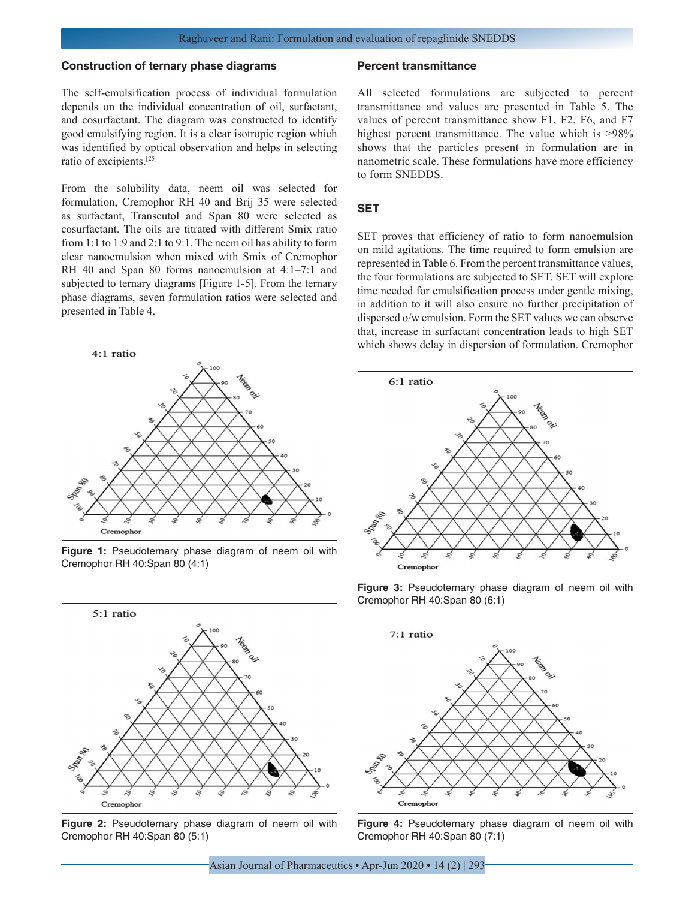### Construction of ternary phase diagrams

The self-emulsification process of individual formulation depends on the individual concentration of oil, surfactant, and cosurfactant. The diagram was constructed to identify good emulsifying region. It is a clear isotropic region which was identified by optical observation and helps in selecting ratio of excipients.[25]

From the solubility data, neem oil was selected for formulation, Cremophor RH 40 and Brij 35 were selected as surfactant, Transcutol and Span 80 were selected as cosurfactant. The oils are titrated with different Smix ratio from 1:1 to 1:9 and 2:1 to 9:1. The neem oil has ability to form clear nanoemulsion when mixed with Smix of Cremophor RH 40 and Span 80 forms nanoemulsion at 4:1–7:1 and subjected to ternary diagrams [Figure 1-5]. From the ternary phase diagrams, seven formulation ratios were selected and presented in Table 4.

**Figure 1:** Pseudoternary phase diagram of neem oil with Cremophor RH 40:Span 80 (4:1)

**Figure 2:** Pseudoternary phase diagram of neem oil with Cremophor RH 40:Span 80 (5:1)

### Percent transmittance

All selected formulations are subjected to percent transmittance and values are presented in Table 5. The values of percent transmittance show F1, F2, F6, and F7 highest percent transmittance. The value which is >98% shows that the particles present in formulation are in nanometric scale. These formulations have more efficiency to form SNEDDS.

### SET

SET proves that efficiency of ratio to form nanoemulsion on mild agitations. The time required to form emulsion are represented in Table 6. From the percent transmittance values, the four formulations are subjected to SET. SET will explore time needed for emulsification process under gentle mixing, in addition to it will also ensure no further precipitation of dispersed o/w emulsion. Form the SET values we can observe that, increase in surfactant concentration leads to high SET which shows delay in dispersion of formulation. Cremophor

**Figure 3:** Pseudoternary phase diagram of neem oil with Cremophor RH 40:Span 80 (6:1)

**Figure 4:** Pseudoternary phase diagram of neem oil with Cremophor RH 40:Span 80 (7:1)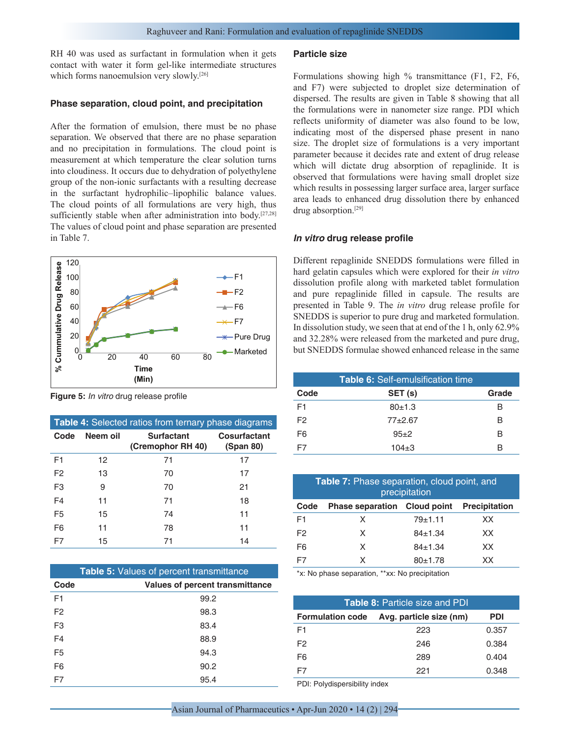RH 40 was used as surfactant in formulation when it gets contact with water it form gel-like intermediate structures which forms nanoemulsion very slowly.[26]

### Phase separation, cloud point, and precipitation

After the formation of emulsion, there must be no phase separation. We observed that there are no phase separation and no precipitation in formulations. The cloud point is measurement at which temperature the clear solution turns into cloudiness. It occurs due to dehydration of polyethylene group of the non-ionic surfactants with a resulting decrease in the surfactant hydrophilic–lipophilic balance values. The cloud points of all formulations are very high, thus sufficiently stable when after administration into body.[27,28] The values of cloud point and phase separation are presented in Table 7.

**Figure 5:** *In vitro* drug release profile

**Table 4:** Selected ratios from ternary phase diagrams

| Code | Neem oil | Surfactant (Cremophor RH 40) | Cosurfactant (Span 80) |
|---|---|---|---|
| F1 | 12 | 71 | 17 |
| F2 | 13 | 70 | 17 |
| F3 | 9 | 70 | 21 |
| F4 | 11 | 71 | 18 |
| F5 | 15 | 74 | 11 |
| F6 | 11 | 78 | 11 |
| F7 | 15 | 71 | 14 |

**Table 5:** Values of percent transmittance

| Code | Values of percent transmittance |
|---|---|
| F1 | 99.2 |
| F2 | 98.3 |
| F3 | 83.4 |
| F4 | 88.9 |
| F5 | 94.3 |
| F6 | 90.2 |
| F7 | 95.4 |

### Particle size

Formulations showing high % transmittance (F1, F2, F6, and F7) were subjected to droplet size determination of dispersed. The results are given in Table 8 showing that all the formulations were in nanometer size range. PDI which reflects uniformity of diameter was also found to be low, indicating most of the dispersed phase present in nano size. The droplet size of formulations is a very important parameter because it decides rate and extent of drug release which will dictate drug absorption of repaglinide. It is observed that formulations were having small droplet size which results in possessing larger surface area, larger surface area leads to enhanced drug dissolution there by enhanced drug absorption.[29]

### *In vitro* drug release profile

Different repaglinide SNEDDS formulations were filled in hard gelatin capsules which were explored for their *in vitro* dissolution profile along with marketed tablet formulation and pure repaglinide filled in capsule. The results are presented in Table 9. The *in vitro* drug release profile for SNEDDS is superior to pure drug and marketed formulation. In dissolution study, we seen that at end of the 1 h, only 62.9% and 32.28% were released from the marketed and pure drug, but SNEDDS formulae showed enhanced release in the same

**Table 6:** Self-emulsification time

| Code | SET (s) | Grade |
|---|---|---|
| F1 | 80±1.3 | B |
| F2 | 77±2.67 | B |
| F6 | 95±2 | B |
| F7 | 104±3 | B |

**Table 7:** Phase separation, cloud point, and precipitation

| Code | Phase separation | Cloud point | Precipitation |
|---|---|---|---|
| F1 | X | 79±1.11 | XX |
| F2 | X | 84±1.34 | XX |
| F6 | X | 84±1.34 | XX |
| F7 | X | 80±1.78 | XX |

*x: No phase separation, **xx: No precipitation

**Table 8:** Particle size and PDI

| Formulation code | Avg. particle size (nm) | PDI |
|---|---|---|
| F1 | 223 | 0.357 |
| F2 | 246 | 0.384 |
| F6 | 289 | 0.404 |
| F7 | 221 | 0.348 |

PDI: Polydispersibility index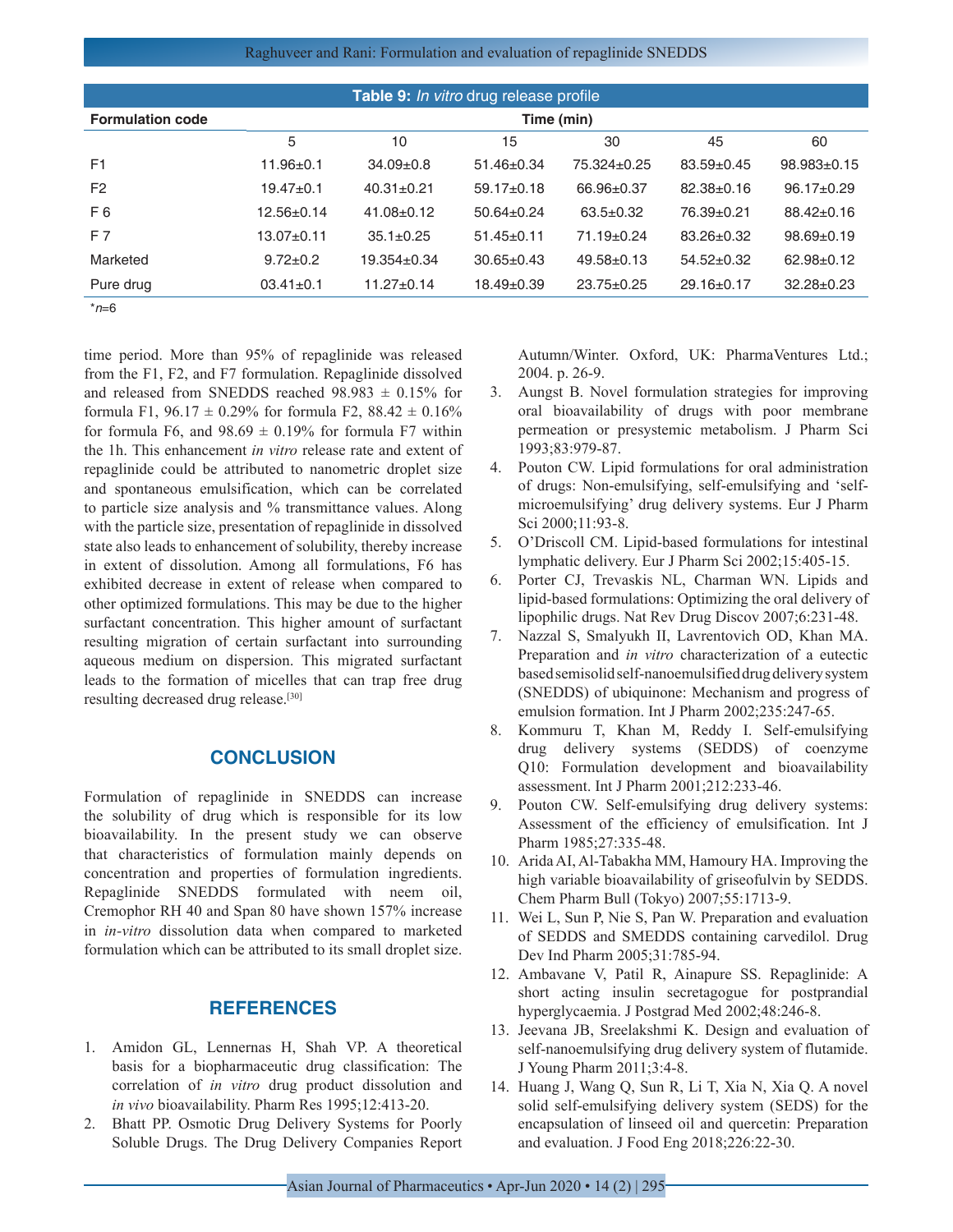**Table 9:** *In vitro* drug release profile

| Formulation code | Time (min) | | | | | |
|---|---|---|---|---|---|---|
| | 5 | 10 | 15 | 30 | 45 | 60 |
| F1 | 11.96±0.1 | 34.09±0.8 | 51.46±0.34 | 75.324±0.25 | 83.59±0.45 | 98.983±0.15 |
| F2 | 19.47±0.1 | 40.31±0.21 | 59.17±0.18 | 66.96±0.37 | 82.38±0.16 | 96.17±0.29 |
| F 6 | 12.56±0.14 | 41.08±0.12 | 50.64±0.24 | 63.5±0.32 | 76.39±0.21 | 88.42±0.16 |
| F 7 | 13.07±0.11 | 35.1±0.25 | 51.45±0.11 | 71.19±0.24 | 83.26±0.32 | 98.69±0.19 |
| Marketed | 9.72±0.2 | 19.354±0.34 | 30.65±0.43 | 49.58±0.13 | 54.52±0.32 | 62.98±0.12 |
| Pure drug | 03.41±0.1 | 11.27±0.14 | 18.49±0.39 | 23.75±0.25 | 29.16±0.17 | 32.28±0.23 |

*n=6

time period. More than 95% of repaglinide was released from the F1, F2, and F7 formulation. Repaglinide dissolved and released from SNEDDS reached 98.983 ± 0.15% for formula F1, 96.17 ± 0.29% for formula F2, 88.42 ± 0.16% for formula F6, and 98.69 ± 0.19% for formula F7 within the 1h. This enhancement *in vitro* release rate and extent of repaglinide could be attributed to nanometric droplet size and spontaneous emulsification, which can be correlated to particle size analysis and % transmittance values. Along with the particle size, presentation of repaglinide in dissolved state also leads to enhancement of solubility, thereby increase in extent of dissolution. Among all formulations, F6 has exhibited decrease in extent of release when compared to other optimized formulations. This may be due to the higher surfactant concentration. This higher amount of surfactant resulting migration of certain surfactant into surrounding aqueous medium on dispersion. This migrated surfactant leads to the formation of micelles that can trap free drug resulting decreased drug release.[30]

## CONCLUSION

Formulation of repaglinide in SNEDDS can increase the solubility of drug which is responsible for its low bioavailability. In the present study we can observe that characteristics of formulation mainly depends on concentration and properties of formulation ingredients. Repaglinide SNEDDS formulated with neem oil, Cremophor RH 40 and Span 80 have shown 157% increase in *in-vitro* dissolution data when compared to marketed formulation which can be attributed to its small droplet size.

## REFERENCES

1. Amidon GL, Lennernas H, Shah VP. A theoretical basis for a biopharmaceutic drug classification: The correlation of *in vitro* drug product dissolution and *in vivo* bioavailability. Pharm Res 1995;12:413-20.
2. Bhatt PP. Osmotic Drug Delivery Systems for Poorly Soluble Drugs. The Drug Delivery Companies Report Autumn/Winter. Oxford, UK: PharmaVentures Ltd.; 2004. p. 26-9.
3. Aungst B. Novel formulation strategies for improving oral bioavailability of drugs with poor membrane permeation or presystemic metabolism. J Pharm Sci 1993;83:979-87.
4. Pouton CW. Lipid formulations for oral administration of drugs: Non-emulsifying, self-emulsifying and 'self-microemulsifying' drug delivery systems. Eur J Pharm Sci 2000;11:93-8.
5. O'Driscoll CM. Lipid-based formulations for intestinal lymphatic delivery. Eur J Pharm Sci 2002;15:405-15.
6. Porter CJ, Trevaskis NL, Charman WN. Lipids and lipid-based formulations: Optimizing the oral delivery of lipophilic drugs. Nat Rev Drug Discov 2007;6:231-48.
7. Nazzal S, Smalyukh II, Lavrentovich OD, Khan MA. Preparation and *in vitro* characterization of a eutectic based semisolid self-nanoemulsified drug delivery system (SNEDDS) of ubiquinone: Mechanism and progress of emulsion formation. Int J Pharm 2002;235:247-65.
8. Kommuru T, Khan M, Reddy I. Self-emulsifying drug delivery systems (SEDDS) of coenzyme Q10: Formulation development and bioavailability assessment. Int J Pharm 2001;212:233-46.
9. Pouton CW. Self-emulsifying drug delivery systems: Assessment of the efficiency of emulsification. Int J Pharm 1985;27:335-48.
10. Arida AI, Al-Tabakha MM, Hamoury HA. Improving the high variable bioavailability of griseofulvin by SEDDS. Chem Pharm Bull (Tokyo) 2007;55:1713-9.
11. Wei L, Sun P, Nie S, Pan W. Preparation and evaluation of SEDDS and SMEDDS containing carvedilol. Drug Dev Ind Pharm 2005;31:785-94.
12. Ambavane V, Patil R, Ainapure SS. Repaglinide: A short acting insulin secretagogue for postprandial hyperglycaemia. J Postgrad Med 2002;48:246-8.
13. Jeevana JB, Sreelakshmi K. Design and evaluation of self-nanoemulsifying drug delivery system of flutamide. J Young Pharm 2011;3:4-8.
14. Huang J, Wang Q, Sun R, Li T, Xia N, Xia Q. A novel solid self-emulsifying delivery system (SEDS) for the encapsulation of linseed oil and quercetin: Preparation and evaluation. J Food Eng 2018;226:22-30.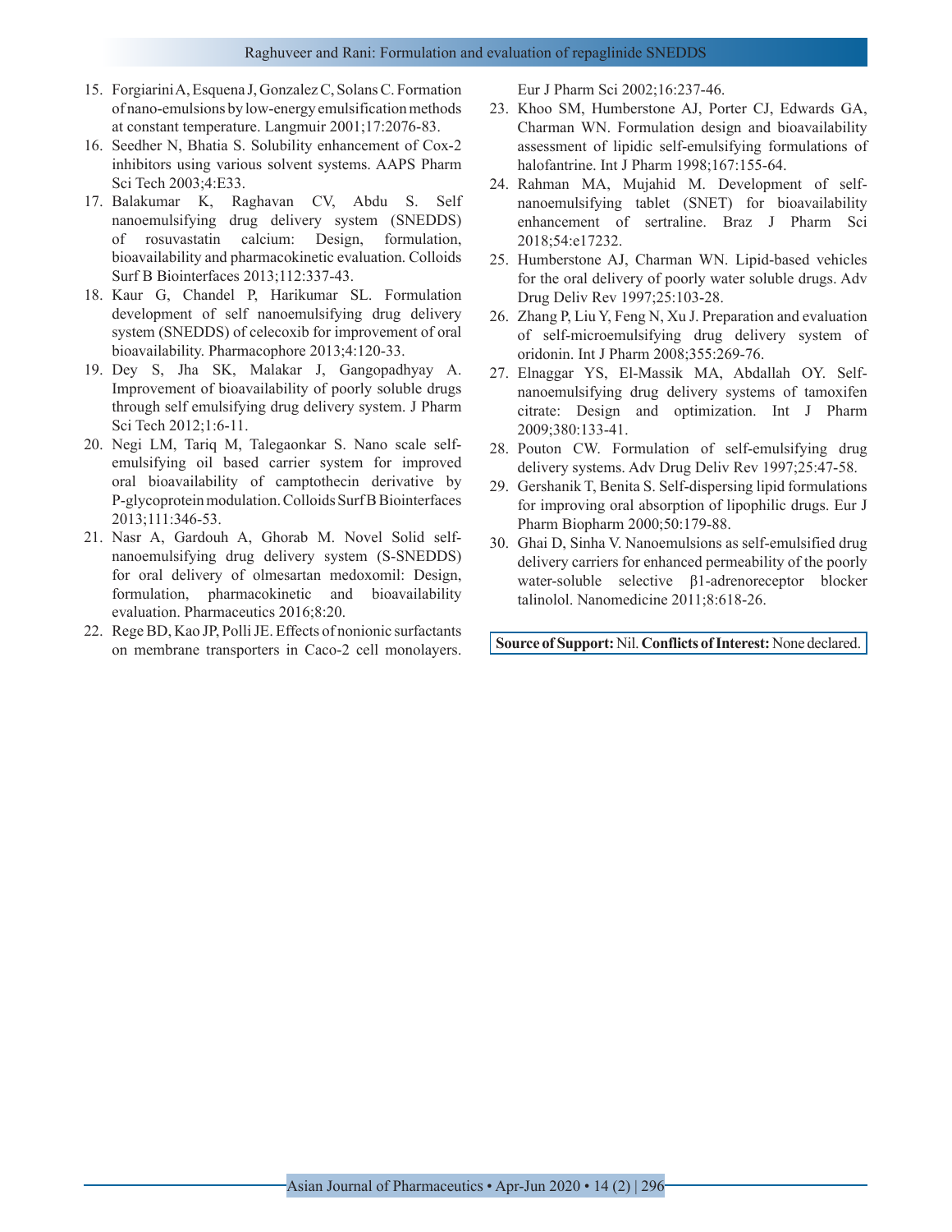15. Forgiarini A, Esquena J, Gonzalez C, Solans C. Formation of nano-emulsions by low-energy emulsification methods at constant temperature. Langmuir 2001;17:2076-83.
16. Seedher N, Bhatia S. Solubility enhancement of Cox-2 inhibitors using various solvent systems. AAPS Pharm Sci Tech 2003;4:E33.
17. Balakumar K, Raghavan CV, Abdu S. Self nanoemulsifying drug delivery system (SNEDDS) of rosuvastatin calcium: Design, formulation, bioavailability and pharmacokinetic evaluation. Colloids Surf B Biointerfaces 2013;112:337-43.
18. Kaur G, Chandel P, Harikumar SL. Formulation development of self nanoemulsifying drug delivery system (SNEDDS) of celecoxib for improvement of oral bioavailability. Pharmacophore 2013;4:120-33.
19. Dey S, Jha SK, Malakar J, Gangopadhyay A. Improvement of bioavailability of poorly soluble drugs through self emulsifying drug delivery system. J Pharm Sci Tech 2012;1:6-11.
20. Negi LM, Tariq M, Talegaonkar S. Nano scale self-emulsifying oil based carrier system for improved oral bioavailability of camptothecin derivative by P-glycoprotein modulation. Colloids Surf B Biointerfaces 2013;111:346-53.
21. Nasr A, Gardouh A, Ghorab M. Novel Solid self-nanoemulsifying drug delivery system (S-SNEDDS) for oral delivery of olmesartan medoxomil: Design, formulation, pharmacokinetic and bioavailability evaluation. Pharmaceutics 2016;8:20.
22. Rege BD, Kao JP, Polli JE. Effects of nonionic surfactants on membrane transporters in Caco-2 cell monolayers. Eur J Pharm Sci 2002;16:237-46.
23. Khoo SM, Humberstone AJ, Porter CJ, Edwards GA, Charman WN. Formulation design and bioavailability assessment of lipidic self-emulsifying formulations of halofantrine. Int J Pharm 1998;167:155-64.
24. Rahman MA, Mujahid M. Development of self-nanoemulsifying tablet (SNET) for bioavailability enhancement of sertraline. Braz J Pharm Sci 2018;54:e17232.
25. Humberstone AJ, Charman WN. Lipid-based vehicles for the oral delivery of poorly water soluble drugs. Adv Drug Deliv Rev 1997;25:103-28.
26. Zhang P, Liu Y, Feng N, Xu J. Preparation and evaluation of self-microemulsifying drug delivery system of oridonin. Int J Pharm 2008;355:269-76.
27. Elnaggar YS, El-Massik MA, Abdallah OY. Self-nanoemulsifying drug delivery systems of tamoxifen citrate: Design and optimization. Int J Pharm 2009;380:133-41.
28. Pouton CW. Formulation of self-emulsifying drug delivery systems. Adv Drug Deliv Rev 1997;25:47-58.
29. Gershanik T, Benita S. Self-dispersing lipid formulations for improving oral absorption of lipophilic drugs. Eur J Pharm Biopharm 2000;50:179-88.
30. Ghai D, Sinha V. Nanoemulsions as self-emulsified drug delivery carriers for enhanced permeability of the poorly water-soluble selective β1-adrenoreceptor blocker talinolol. Nanomedicine 2011;8:618-26.

**Source of Support:** Nil. **Conflicts of Interest:** None declared.